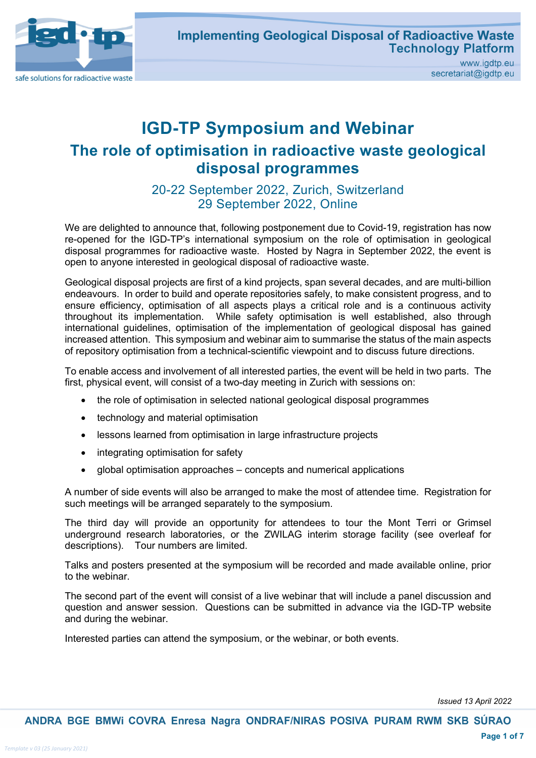# IGD-TP Symposium and Webinar

## The role of optimisation in radioactive waste geological disposal programmes

### 20-22 September 2022, Zurich, Switzerland
### 29 September 2022, Online

We are delighted to announce that, following postponement due to Covid-19, registration has now re-opened for the IGD-TP's international symposium on the role of optimisation in geological disposal programmes for radioactive waste. Hosted by Nagra in September 2022, the event is open to anyone interested in geological disposal of radioactive waste.

Geological disposal projects are first of a kind projects, span several decades, and are multi-billion endeavours. In order to build and operate repositories safely, to make consistent progress, and to ensure efficiency, optimisation of all aspects plays a critical role and is a continuous activity throughout its implementation. While safety optimisation is well established, also through international guidelines, optimisation of the implementation of geological disposal has gained increased attention. This symposium and webinar aim to summarise the status of the main aspects of repository optimisation from a technical-scientific viewpoint and to discuss future directions.

To enable access and involvement of all interested parties, the event will be held in two parts. The first, physical event, will consist of a two-day meeting in Zurich with sessions on:

- the role of optimisation in selected national geological disposal programmes
- technology and material optimisation
- lessons learned from optimisation in large infrastructure projects
- integrating optimisation for safety
- global optimisation approaches – concepts and numerical applications

A number of side events will also be arranged to make the most of attendee time. Registration for such meetings will be arranged separately to the symposium.

The third day will provide an opportunity for attendees to tour the Mont Terri or Grimsel underground research laboratories, or the ZWILAG interim storage facility (see overleaf for descriptions). Tour numbers are limited.

Talks and posters presented at the symposium will be recorded and made available online, prior to the webinar.

The second part of the event will consist of a live webinar that will include a panel discussion and question and answer session. Questions can be submitted in advance via the IGD-TP website and during the webinar.

Interested parties can attend the symposium, or the webinar, or both events.

*Issued 13 April 2022*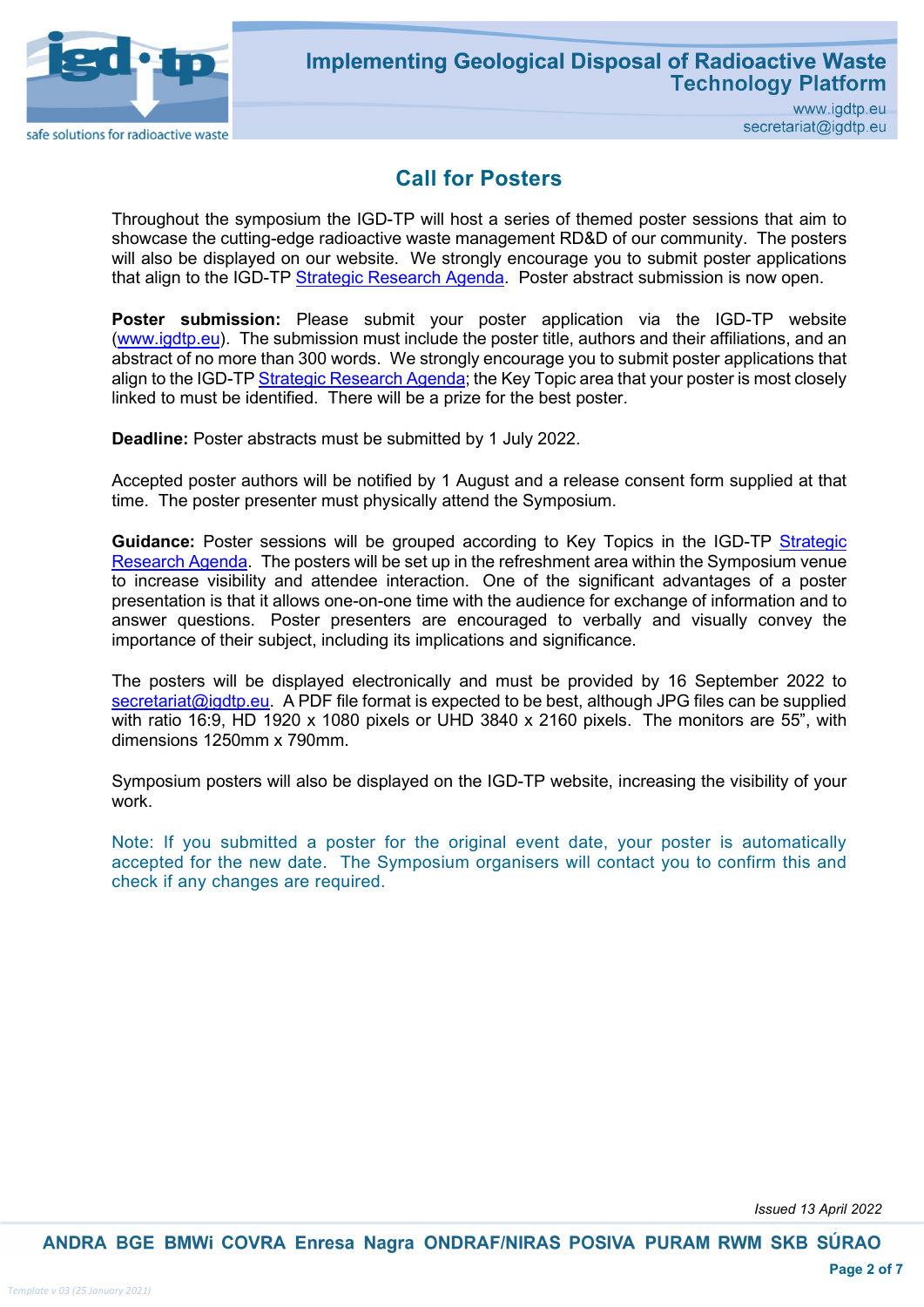## Call for Posters

Throughout the symposium the IGD-TP will host a series of themed poster sessions that aim to showcase the cutting-edge radioactive waste management RD&D of our community. The posters will also be displayed on our website. We strongly encourage you to submit poster applications that align to the IGD-TP Strategic Research Agenda. Poster abstract submission is now open.

**Poster submission:** Please submit your poster application via the IGD-TP website (www.igdtp.eu). The submission must include the poster title, authors and their affiliations, and an abstract of no more than 300 words. We strongly encourage you to submit poster applications that align to the IGD-TP Strategic Research Agenda; the Key Topic area that your poster is most closely linked to must be identified. There will be a prize for the best poster.

**Deadline:** Poster abstracts must be submitted by 1 July 2022.

Accepted poster authors will be notified by 1 August and a release consent form supplied at that time. The poster presenter must physically attend the Symposium.

**Guidance:** Poster sessions will be grouped according to Key Topics in the IGD-TP Strategic Research Agenda. The posters will be set up in the refreshment area within the Symposium venue to increase visibility and attendee interaction. One of the significant advantages of a poster presentation is that it allows one-on-one time with the audience for exchange of information and to answer questions. Poster presenters are encouraged to verbally and visually convey the importance of their subject, including its implications and significance.

The posters will be displayed electronically and must be provided by 16 September 2022 to secretariat@igdtp.eu. A PDF file format is expected to be best, although JPG files can be supplied with ratio 16:9, HD 1920 x 1080 pixels or UHD 3840 x 2160 pixels. The monitors are 55", with dimensions 1250mm x 790mm.

Symposium posters will also be displayed on the IGD-TP website, increasing the visibility of your work.

Note: If you submitted a poster for the original event date, your poster is automatically accepted for the new date. The Symposium organisers will contact you to confirm this and check if any changes are required.

*Issued 13 April 2022*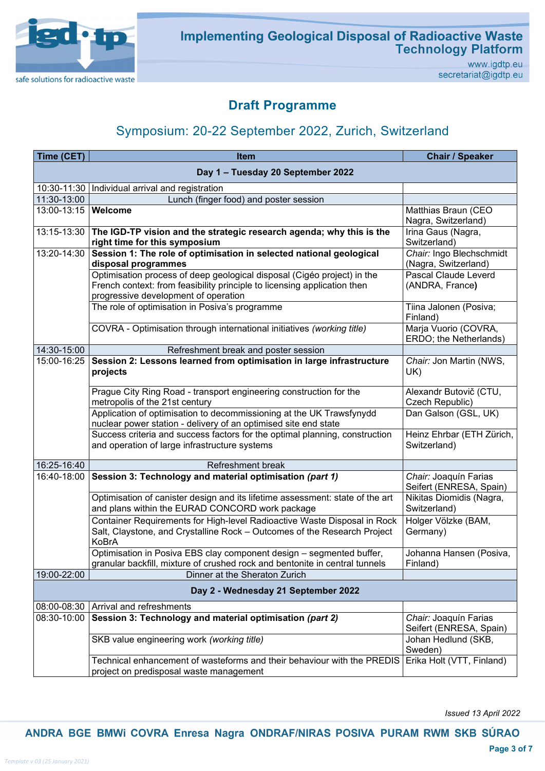## Draft Programme

### Symposium: 20-22 September 2022, Zurich, Switzerland

| Time (CET) | Item | Chair / Speaker |
|---|---|---|
| **Day 1 – Tuesday 20 September 2022** | | |
| 10:30-11:30 | Individual arrival and registration | |
| 11:30-13:00 | Lunch (finger food) and poster session | |
| 13:00-13:15 | **Welcome** | Matthias Braun (CEO Nagra, Switzerland) |
| 13:15-13:30 | **The IGD-TP vision and the strategic research agenda; why this is the right time for this symposium** | Irina Gaus (Nagra, Switzerland) |
| 13:20-14:30 | **Session 1: The role of optimisation in selected national geological disposal programmes** | *Chair:* Ingo Blechschmidt (Nagra, Switzerland) |
| | Optimisation process of deep geological disposal (Cigéo project) in the French context: from feasibility principle to licensing application then progressive development of operation | Pascal Claude Leverd (ANDRA, France**)** |
| | The role of optimisation in Posiva's programme | Tiina Jalonen (Posiva; Finland) |
| | COVRA - Optimisation through international initiatives *(working title)* | Marja Vuorio (COVRA, ERDO; the Netherlands) |
| 14:30-15:00 | Refreshment break and poster session | |
| 15:00-16:25 | **Session 2: Lessons learned from optimisation in large infrastructure projects** | *Chair:* Jon Martin (NWS, UK) |
| | Prague City Ring Road - transport engineering construction for the metropolis of the 21st century | Alexandr Butovič (CTU, Czech Republic) |
| | Application of optimisation to decommissioning at the UK Trawsfynydd nuclear power station - delivery of an optimised site end state | Dan Galson (GSL, UK) |
| | Success criteria and success factors for the optimal planning, construction and operation of large infrastructure systems | Heinz Ehrbar (ETH Zürich, Switzerland) |
| 16:25-16:40 | Refreshment break | |
| 16:40-18:00 | **Session 3: Technology and material optimisation *(part 1)*** | *Chair:* Joaquín Farias Seifert (ENRESA, Spain) |
| | Optimisation of canister design and its lifetime assessment: state of the art and plans within the EURAD CONCORD work package | Nikitas Diomidis (Nagra, Switzerland) |
| | Container Requirements for High-level Radioactive Waste Disposal in Rock Salt, Claystone, and Crystalline Rock – Outcomes of the Research Project KoBrA | Holger Völzke (BAM, Germany) |
| | Optimisation in Posiva EBS clay component design – segmented buffer, granular backfill, mixture of crushed rock and bentonite in central tunnels | Johanna Hansen (Posiva, Finland) |
| 19:00-22:00 | Dinner at the Sheraton Zurich | |
| **Day 2 - Wednesday 21 September 2022** | | |
| 08:00-08:30 | Arrival and refreshments | |
| 08:30-10:00 | **Session 3: Technology and material optimisation *(part 2)*** | *Chair:* Joaquín Farias Seifert (ENRESA, Spain) |
| | SKB value engineering work *(working title)* | Johan Hedlund (SKB, Sweden) |
| | Technical enhancement of wasteforms and their behaviour with the PREDIS project on predisposal waste management | Erika Holt (VTT, Finland) |

*Issued 13 April 2022*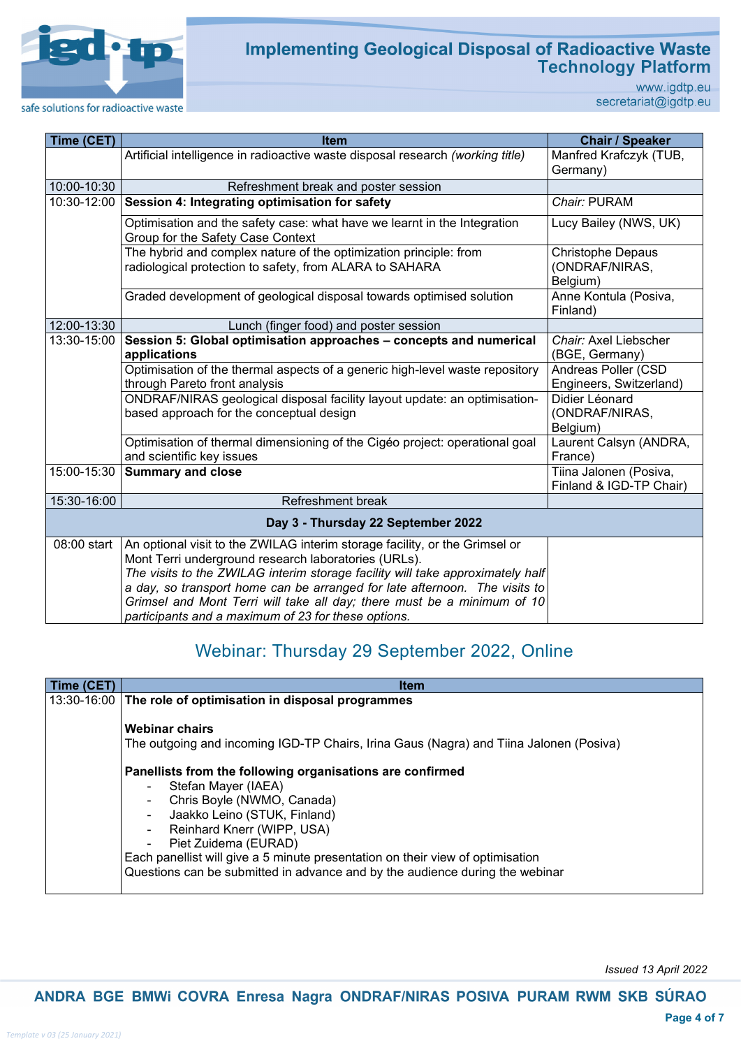| Time (CET) | Item | Chair / Speaker |
|---|---|---|
| | Artificial intelligence in radioactive waste disposal research *(working title)* | Manfred Krafczyk (TUB, Germany) |
| 10:00-10:30 | Refreshment break and poster session | |
| 10:30-12:00 | **Session 4: Integrating optimisation for safety** | *Chair:* PURAM |
| | Optimisation and the safety case: what have we learnt in the Integration Group for the Safety Case Context | Lucy Bailey (NWS, UK) |
| | The hybrid and complex nature of the optimization principle: from radiological protection to safety, from ALARA to SAHARA | Christophe Depaus (ONDRAF/NIRAS, Belgium) |
| | Graded development of geological disposal towards optimised solution | Anne Kontula (Posiva, Finland) |
| 12:00-13:30 | Lunch (finger food) and poster session | |
| 13:30-15:00 | **Session 5: Global optimisation approaches – concepts and numerical applications** | *Chair:* Axel Liebscher (BGE, Germany) |
| | Optimisation of the thermal aspects of a generic high-level waste repository through Pareto front analysis | Andreas Poller (CSD Engineers, Switzerland) |
| | ONDRAF/NIRAS geological disposal facility layout update: an optimisation-based approach for the conceptual design | Didier Léonard (ONDRAF/NIRAS, Belgium) |
| | Optimisation of thermal dimensioning of the Cigéo project: operational goal and scientific key issues | Laurent Calsyn (ANDRA, France) |
| 15:00-15:30 | **Summary and close** | Tiina Jalonen (Posiva, Finland & IGD-TP Chair) |
| 15:30-16:00 | Refreshment break | |
| **Day 3 - Thursday 22 September 2022** | | |
| 08:00 start | An optional visit to the ZWILAG interim storage facility, or the Grimsel or Mont Terri underground research laboratories (URLs). *The visits to the ZWILAG interim storage facility will take approximately half a day, so transport home can be arranged for late afternoon. The visits to Grimsel and Mont Terri will take all day; there must be a minimum of 10 participants and a maximum of 23 for these options.* | |

## Webinar: Thursday 29 September 2022, Online

| Time (CET) | Item |
|---|---|
| 13:30-16:00 | **The role of optimisation in disposal programmes**<br><br>**Webinar chairs**<br>The outgoing and incoming IGD-TP Chairs, Irina Gaus (Nagra) and Tiina Jalonen (Posiva)<br><br>**Panellists from the following organisations are confirmed**<br>- Stefan Mayer (IAEA)<br>- Chris Boyle (NWMO, Canada)<br>- Jaakko Leino (STUK, Finland)<br>- Reinhard Knerr (WIPP, USA)<br>- Piet Zuidema (EURAD)<br>Each panellist will give a 5 minute presentation on their view of optimisation<br>Questions can be submitted in advance and by the audience during the webinar |

*Issued 13 April 2022*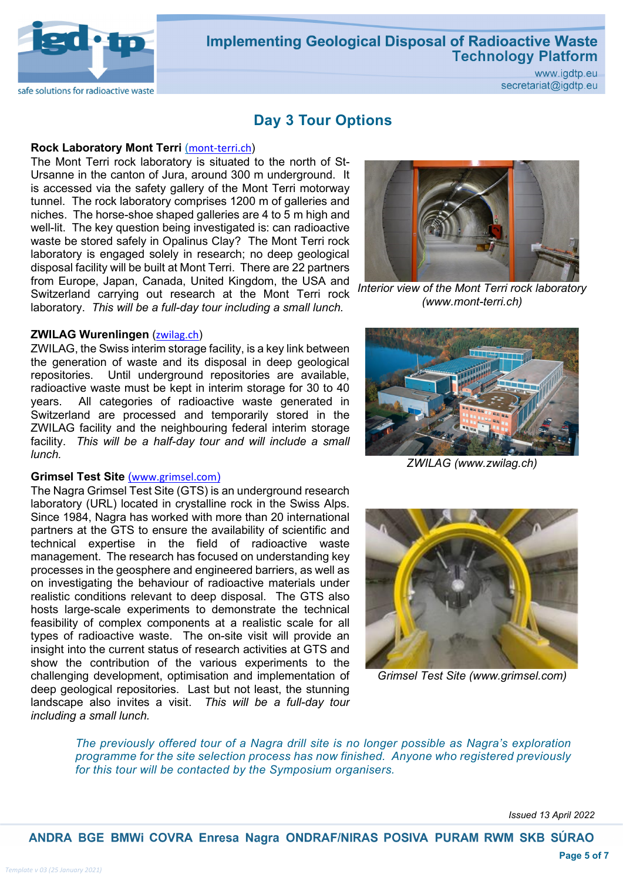## Day 3 Tour Options

**Rock Laboratory Mont Terri** (mont-terri.ch)

The Mont Terri rock laboratory is situated to the north of St-Ursanne in the canton of Jura, around 300 m underground. It is accessed via the safety gallery of the Mont Terri motorway tunnel. The rock laboratory comprises 1200 m of galleries and niches. The horse-shoe shaped galleries are 4 to 5 m high and well-lit. The key question being investigated is: can radioactive waste be stored safely in Opalinus Clay? The Mont Terri rock laboratory is engaged solely in research; no deep geological disposal facility will be built at Mont Terri. There are 22 partners from Europe, Japan, Canada, United Kingdom, the USA and Switzerland carrying out research at the Mont Terri rock laboratory. *This will be a full-day tour including a small lunch.*

*Interior view of the Mont Terri rock laboratory (www.mont-terri.ch)*

**ZWILAG Wurenlingen** (zwilag.ch)

ZWILAG, the Swiss interim storage facility, is a key link between the generation of waste and its disposal in deep geological repositories. Until underground repositories are available, radioactive waste must be kept in interim storage for 30 to 40 years. All categories of radioactive waste generated in Switzerland are processed and temporarily stored in the ZWILAG facility and the neighbouring federal interim storage facility. *This will be a half-day tour and will include a small lunch.*

*ZWILAG (www.zwilag.ch)*

**Grimsel Test Site** (www.grimsel.com)

The Nagra Grimsel Test Site (GTS) is an underground research laboratory (URL) located in crystalline rock in the Swiss Alps. Since 1984, Nagra has worked with more than 20 international partners at the GTS to ensure the availability of scientific and technical expertise in the field of radioactive waste management. The research has focused on understanding key processes in the geosphere and engineered barriers, as well as on investigating the behaviour of radioactive materials under realistic conditions relevant to deep disposal. The GTS also hosts large-scale experiments to demonstrate the technical feasibility of complex components at a realistic scale for all types of radioactive waste. The on-site visit will provide an insight into the current status of research activities at GTS and show the contribution of the various experiments to the challenging development, optimisation and implementation of deep geological repositories. Last but not least, the stunning landscape also invites a visit. *This will be a full-day tour including a small lunch.*

*Grimsel Test Site (www.grimsel.com)*

*The previously offered tour of a Nagra drill site is no longer possible as Nagra's exploration programme for the site selection process has now finished. Anyone who registered previously for this tour will be contacted by the Symposium organisers.*

*Issued 13 April 2022*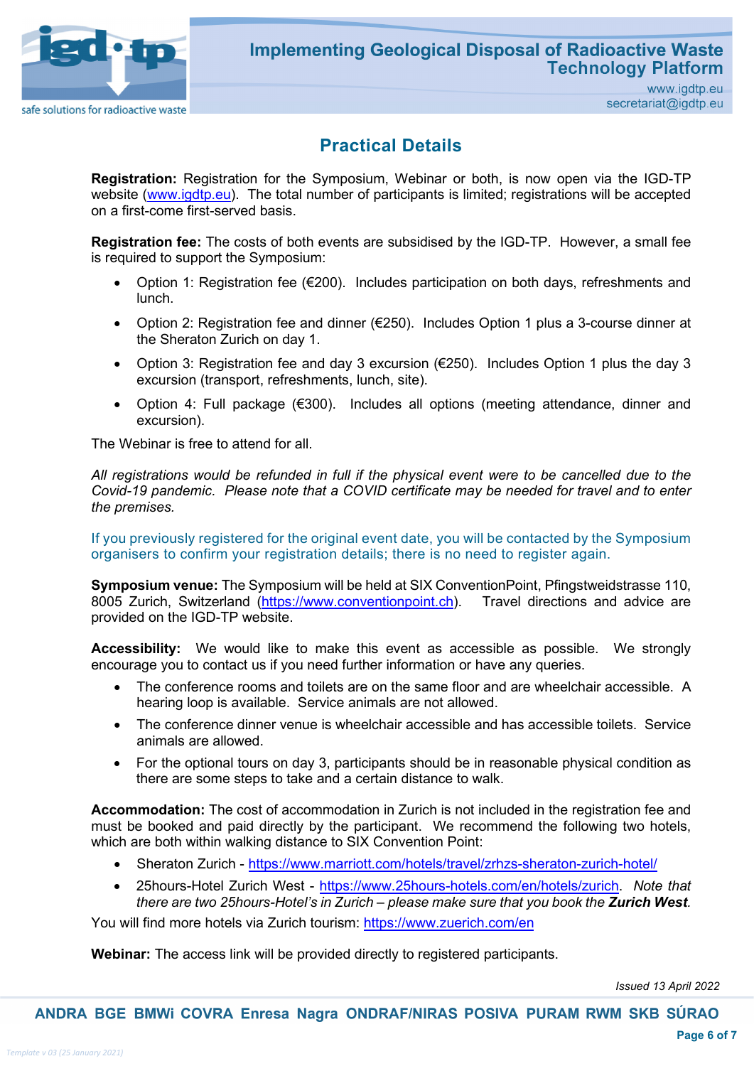## Practical Details

**Registration:** Registration for the Symposium, Webinar or both, is now open via the IGD-TP website (www.igdtp.eu). The total number of participants is limited; registrations will be accepted on a first-come first-served basis.

**Registration fee:** The costs of both events are subsidised by the IGD-TP. However, a small fee is required to support the Symposium:

- Option 1: Registration fee (€200). Includes participation on both days, refreshments and lunch.
- Option 2: Registration fee and dinner (€250). Includes Option 1 plus a 3-course dinner at the Sheraton Zurich on day 1.
- Option 3: Registration fee and day 3 excursion (€250). Includes Option 1 plus the day 3 excursion (transport, refreshments, lunch, site).
- Option 4: Full package (€300). Includes all options (meeting attendance, dinner and excursion).

The Webinar is free to attend for all.

*All registrations would be refunded in full if the physical event were to be cancelled due to the Covid-19 pandemic. Please note that a COVID certificate may be needed for travel and to enter the premises.*

If you previously registered for the original event date, you will be contacted by the Symposium organisers to confirm your registration details; there is no need to register again.

**Symposium venue:** The Symposium will be held at SIX ConventionPoint, Pfingstweidstrasse 110, 8005 Zurich, Switzerland (https://www.conventionpoint.ch). Travel directions and advice are provided on the IGD-TP website.

**Accessibility:** We would like to make this event as accessible as possible. We strongly encourage you to contact us if you need further information or have any queries.

- The conference rooms and toilets are on the same floor and are wheelchair accessible. A hearing loop is available. Service animals are not allowed.
- The conference dinner venue is wheelchair accessible and has accessible toilets. Service animals are allowed.
- For the optional tours on day 3, participants should be in reasonable physical condition as there are some steps to take and a certain distance to walk.

**Accommodation:** The cost of accommodation in Zurich is not included in the registration fee and must be booked and paid directly by the participant. We recommend the following two hotels, which are both within walking distance to SIX Convention Point:

- Sheraton Zurich - https://www.marriott.com/hotels/travel/zrhzs-sheraton-zurich-hotel/
- 25hours-Hotel Zurich West - https://www.25hours-hotels.com/en/hotels/zurich. *Note that there are two 25hours-Hotel's in Zurich – please make sure that you book the **Zurich West**.*

You will find more hotels via Zurich tourism: https://www.zuerich.com/en

**Webinar:** The access link will be provided directly to registered participants.

*Issued 13 April 2022*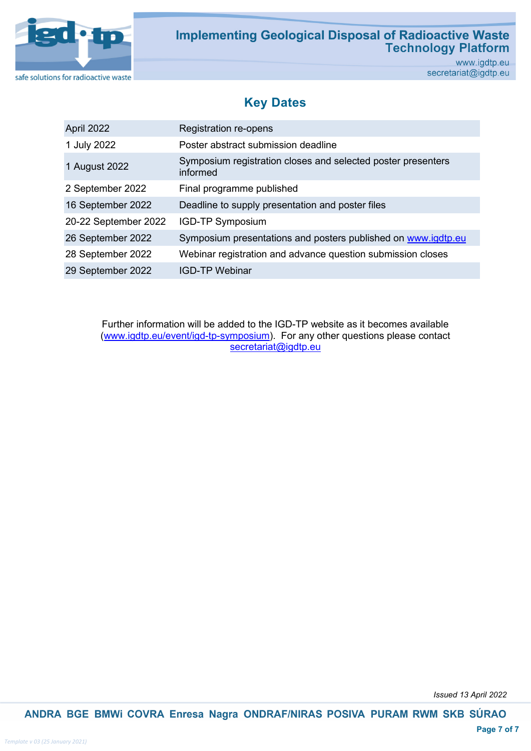## Key Dates

| | |
|---|---|
| April 2022 | Registration re-opens |
| 1 July 2022 | Poster abstract submission deadline |
| 1 August 2022 | Symposium registration closes and selected poster presenters informed |
| 2 September 2022 | Final programme published |
| 16 September 2022 | Deadline to supply presentation and poster files |
| 20-22 September 2022 | IGD-TP Symposium |
| 26 September 2022 | Symposium presentations and posters published on www.igdtp.eu |
| 28 September 2022 | Webinar registration and advance question submission closes |
| 29 September 2022 | IGD-TP Webinar |

Further information will be added to the IGD-TP website as it becomes available (www.igdtp.eu/event/igd-tp-symposium). For any other questions please contact secretariat@igdtp.eu

*Issued 13 April 2022*